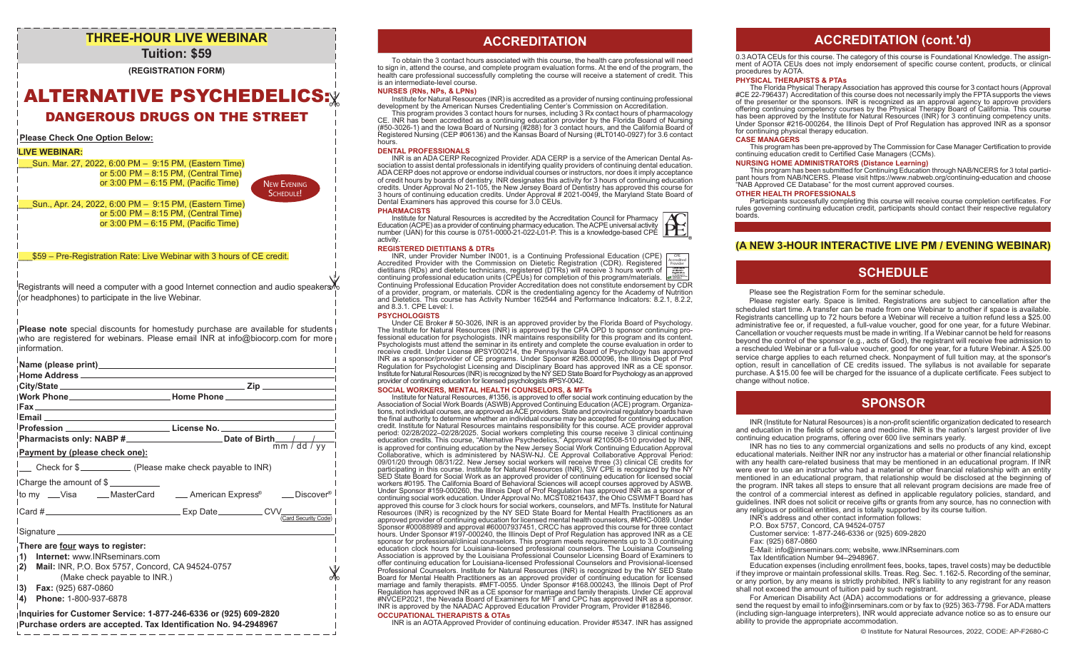## THREE-HOUR LIVE WEBINAR

**Tuition: $59**

**(REGISTRATION FORM)**

# ALTERNATIVE PSYCHEDELICS:

## DANGEROUS DRUGS ON THE STREET

**Please Check One Option Below:**

**LIVE WEBINAR:**

___Sun. Mar. 27, 2022, 6:00 PM – 9:15 PM, (Eastern Time)
or 5:00 PM – 8:15 PM, (Central Time)
or 3:00 PM – 6:15 PM, (Pacific Time)

New Evening Schedule!

___Sun., Apr. 24, 2022, 6:00 PM – 9:15 PM, (Eastern Time)
or 5:00 PM – 8:15 PM, (Central Time)
or 3:00 PM – 6:15 PM, (Pacific Time)

___$59 – Pre-Registration Rate: Live Webinar with 3 hours of CE credit.

Registrants will need a computer with a good Internet connection and audio speakers (or headphones) to participate in the live Webinar.

**Please note** special discounts for homestudy purchase are available for students who are registered for webinars. Please email INR at info@biocorp.com for more information.

Name (please print)________________________________________

Home Address ________________________________________

City/State ________________________ Zip ____________

Work Phone________________ Home Phone ________________

Fax ________________________________________

Email ________________________________________

Profession ________________ License No. ________________

Pharmacists only: NABP #________________ Date of Birth___/___/___ (mm / dd / yy)

**Payment by (please check one):**

___ Check for $__________ (Please make check payable to INR)

Charge the amount of $ __________

to my ___Visa ___MasterCard ___ American Express® ___Discover®

Card # ________________________ Exp Date__________ CVV______ (Card Security Code)

Signature ________________________________________

**There are four ways to register:**

1) **Internet:** www.INRseminars.com
2) **Mail:** INR, P.O. Box 5757, Concord, CA 94524-0757 (Make check payable to INR.)
3) **Fax:** (925) 687-0860
4) **Phone:** 1-800-937-6878

**Inquiries for Customer Service: 1-877-246-6336 or (925) 609-2820**
**Purchase orders are accepted. Tax Identification No. 94-2948967**

## ACCREDITATION

To obtain the 3 contact hours associated with this course, the health care professional will need to sign in, attend the course, and complete program evaluation forms. At the end of the program, the health care professional successfully completing the course will receive a statement of credit. This is an intermediate-level course.

### NURSES (RNs, NPs, & LPNs)

Institute for Natural Resources (INR) is accredited as a provider of nursing continuing professional development by the American Nurses Credentialing Center's Commission on Accreditation.

This program provides 3 contact hours for nurses, including 3 Rx contact hours of pharmacology CE. INR has been accredited as a continuing education provider by the Florida Board of Nursing (#50-3026-1) and the Iowa Board of Nursing (#288) for 3 contact hours, and the California Board of Registered Nursing (CEP #06136) and the Kansas Board of Nursing (#LT0140-0927) for 3.6 contact hours.

### DENTAL PROFESSIONALS

INR is an ADA CERP Recognized Provider. ADA CERP is a service of the American Dental Association to assist dental professionals in identifying quality providers of continuing dental education. ADA CERP does not approve or endorse individual courses or instructors, nor does it imply acceptance of credit hours by boards of dentistry. INR designates this activity for 3 hours of continuing education credits. Under Approval No 21-105, the New Jersey Board of Dentistry has approved this course for 3 hours of continuing education credits. Under Approval # 2021-0049, the Maryland State Board of Dental Examiners has approved this course for 3.0 CEUs.

### PHARMACISTS

Institute for Natural Resources is accredited by the Accreditation Council for Pharmacy Education (ACPE) as a provider of continuing pharmacy education. The ACPE universal activity number (UAN) for this course is 0751-0000-21-022-L01-P. This is a knowledge-based CPE activity.

### REGISTERED DIETITIANS & DTRs

INR, under Provider Number IN001, is a Continuing Professional Education (CPE) Accredited Provider with the Commission on Dietetic Registration (CDR). Registered dietitians (RDs) and dietetic technicians, registered (DTRs) will receive 3 hours worth of continuing professional education units (CPEUs) for completion of this program/materials. Continuing Professional Education Provider Accreditation does not constitute endorsement by CDR of a provider, program, or materials. CDR is the credentialing agency for the Academy of Nutrition and Dietetics. This course has Activity Number 162544 and Performance Indicators: 8.2.1, 8.2.2, and 8.3.1. CPE Level: I.

### PSYCHOLOGISTS

Under CE Broker # 50-3026, INR is an approved provider by the Florida Board of Psychology. The Institute for Natural Resources (INR) is approved by the CPA OPD to sponsor continuing professional education for psychologists. INR maintains responsibility for this program and its content. Psychologists must attend the seminar in its entirety and complete the course evaluation in order to receive credit. Under License #PSY000214, the Pennsylvania Board of Psychology has approved INR as a sponsor/provider of CE programs. Under Sponsor #268.000096, the Illinois Dept of Prof Regulation for Psychologist Licensing and Disciplinary Board has approved INR as a CE sponsor. Institute for Natural Resources (INR) is recognized by the NY SED State Board for Psychology as an approved provider of continuing education for licensed psychologists #PSY-0042.

### SOCIAL WORKERS, MENTAL HEALTH COUNSELORS, & MFTs

Institute for Natural Resources, #1356, is approved to offer social work continuing education by the Association of Social Work Boards (ASWB) Approved Continuing Education (ACE) program. Organizations, not individual courses, are approved as ACE providers. State and provincial regulatory boards have the final authority to determine whether an individual course may be accepted for continuing education credit. Institute for Natural Resources maintains responsibility for this course. ACE provider approval period: 02/28/2022–02/28/2025. Social workers completing this course receive 3 clinical continuing education credits. This course, "Alternative Psychedelics," Approval #210508-510 provided by INR, is approved for continuing education by the New Jersey Social Work Continuing Education Approval Collaborative, which is administered by NASW-NJ. CE Approval Collaborative Approval Period: 09/01/20 through 08/31/22. New Jersey social workers will receive three (3) clinical CE credits for participating in this course. Institute for Natural Resources (INR), SW CPE is recognized by the NY SED State Board for Social Work as an approved provider of continuing education for licensed social workers #0195. The California Board of Behavioral Sciences will accept courses approved by ASWB. Under Sponsor #159-000260, the Illinois Dept of Prof Regulation has approved INR as a sponsor of continuing social work education. Under Approval No. MCST08216437, the Ohio CSWMFT Board has approved this course for 3 clock hours for social workers, counselors, and MFTs. Institute for Natural Resources (INR) is recognized by the NY SED State Board for Mental Health Practitioners as an approved provider of continuing education for licensed mental health counselors, #MHC-0089. Under Sponsor #00088989 and approval #60007937451, CRCC has approved this course for three contact hours. Under Sponsor #197-000240, the Illinois Dept of Prof Regulation has approved INR as a CE sponsor for professional/clinical counselors. This program meets requirements up to 3.0 continuing education clock hours for Louisiana-licensed professional counselors. The Louisiana Counseling Association is approved by the Louisiana Professional Counselor Licensing Board of Examiners to offer continuing education for Louisiana-licensed Professional Counselors and Provisional-licensed Professional Counselors. Institute for Natural Resources (INR) is recognized by the NY SED State Board for Mental Health Practitioners as an approved provider of continuing education for licensed marriage and family therapists. #MFT-0055. Under Sponsor #168.000243, the Illinois Dept of Prof Regulation has approved INR as a CE sponsor for marriage and family therapists. Under CE approval #NVCEP2021, the Nevada Board of Examiners for MFT and CPC has approved INR as a sponsor. INR is approved by the NAADAC Approved Education Provider Program, Provider #182846.

### OCCUPATIONAL THERAPISTS & OTAs

INR is an AOTA Approved Provider of continuing education. Provider #5347. INR has assigned 0.3 AOTA CEUs for this course. The category of this course is Foundational Knowledge. The assignment of AOTA CEUs does not imply endorsement of specific course content, products, or clinical procedures by AOTA.

## ACCREDITATION (cont.'d)

### PHYSICAL THERAPISTS & PTAs

The Florida Physical Therapy Association has approved this course for 3 contact hours (Approval #CE 22-796437) Accreditation of this course does not necessarily imply the FPTA supports the views of the presenter or the sponsors. INR is recognized as an approval agency to approve providers offering continuing competency courses by the Physical Therapy Board of California. This course has been approved by the Institute for Natural Resources (INR) for 3 continuing competency units. Under Sponsor #216-000264, the Illinois Dept of Prof Regulation has approved INR as a sponsor for continuing physical therapy education.

### CASE MANAGERS

This program has been pre-approved by The Commission for Case Manager Certification to provide continuing education credit to Certified Case Managers (CCMs).

### NURSING HOME ADMINISTRATORS (Distance Learning)

This program has been submitted for Continuing Education through NAB/NCERS for 3 total participant hours from NAB/NCERS. Please visit https://www.nabweb.org/continuing-education and choose "NAB Approved CE Database" for the most current approved courses.

### OTHER HEALTH PROFESSIONALS

Participants successfully completing this course will receive course completion certificates. For rules governing continuing education credit, participants should contact their respective regulatory boards.

**(A NEW 3-HOUR INTERACTIVE LIVE PM / EVENING WEBINAR)**

## SCHEDULE

Please see the Registration Form for the seminar schedule.

Please register early. Space is limited. Registrations are subject to cancellation after the scheduled start time. A transfer can be made from one Webinar to another if space is available. Registrants cancelling up to 72 hours before a Webinar will receive a tuition refund less a $25.00 administrative fee or, if requested, a full-value voucher, good for one year, for a future Webinar. Cancellation or voucher requests must be made in writing. If a Webinar cannot be held for reasons beyond the control of the sponsor (e.g., acts of God), the registrant will receive free admission to a rescheduled Webinar or a full-value voucher, good for one year, for a future Webinar. A $25.00 service charge applies to each returned check. Nonpayment of full tuition may, at the sponsor's option, result in cancellation of CE credits issued. The syllabus is not available for separate purchase. A $15.00 fee will be charged for the issuance of a duplicate certificate. Fees subject to change without notice.

## SPONSOR

INR (Institute for Natural Resources) is a non-profit scientific organization dedicated to research and education in the fields of science and medicine. INR is the nation's largest provider of live continuing education programs, offering over 600 live seminars yearly.

INR has no ties to any commercial organizations and sells no products of any kind, except educational materials. Neither INR nor any instructor has a material or other financial relationship with any health care-related business that may be mentioned in an educational program. If INR were ever to use an instructor who had a material or other financial relationship with an entity mentioned in an educational program, that relationship would be disclosed at the beginning of the program. INR takes all steps to ensure that all relevant program decisions are made free of the control of a commercial interest as defined in applicable regulatory policies, standard, and guidelines. INR does not solicit or receive gifts or grants from any source, has no connection with any religious or political entities, and is totally supported by its course tuition.

INR's address and other contact information follows:
P.O. Box 5757, Concord, CA 94524-0757
Customer service: 1-877-246-6336 or (925) 609-2820
Fax: (925) 687-0860
E-Mail: info@inrseminars.com; website, www.INRseminars.com
Tax Identification Number 94–2948967.

Education expenses (including enrollment fees, books, tapes, travel costs) may be deductible if they improve or maintain professional skills. Treas. Reg. Sec. 1.162-5. Recording of the seminar, or any portion, by any means is strictly prohibited. INR's liability to any registrant for any reason shall not exceed the amount of tuition paid by such registrant.

For American Disability Act (ADA) accommodations or for addressing a grievance, please send the request by email to info@inrseminars.com or by fax to (925) 363-7798. For ADA matters (including sign-language interpreters), INR would appreciate advance notice so as to ensure our ability to provide the appropriate accommodation.

© Institute for Natural Resources, 2022, CODE: AP-F2680-C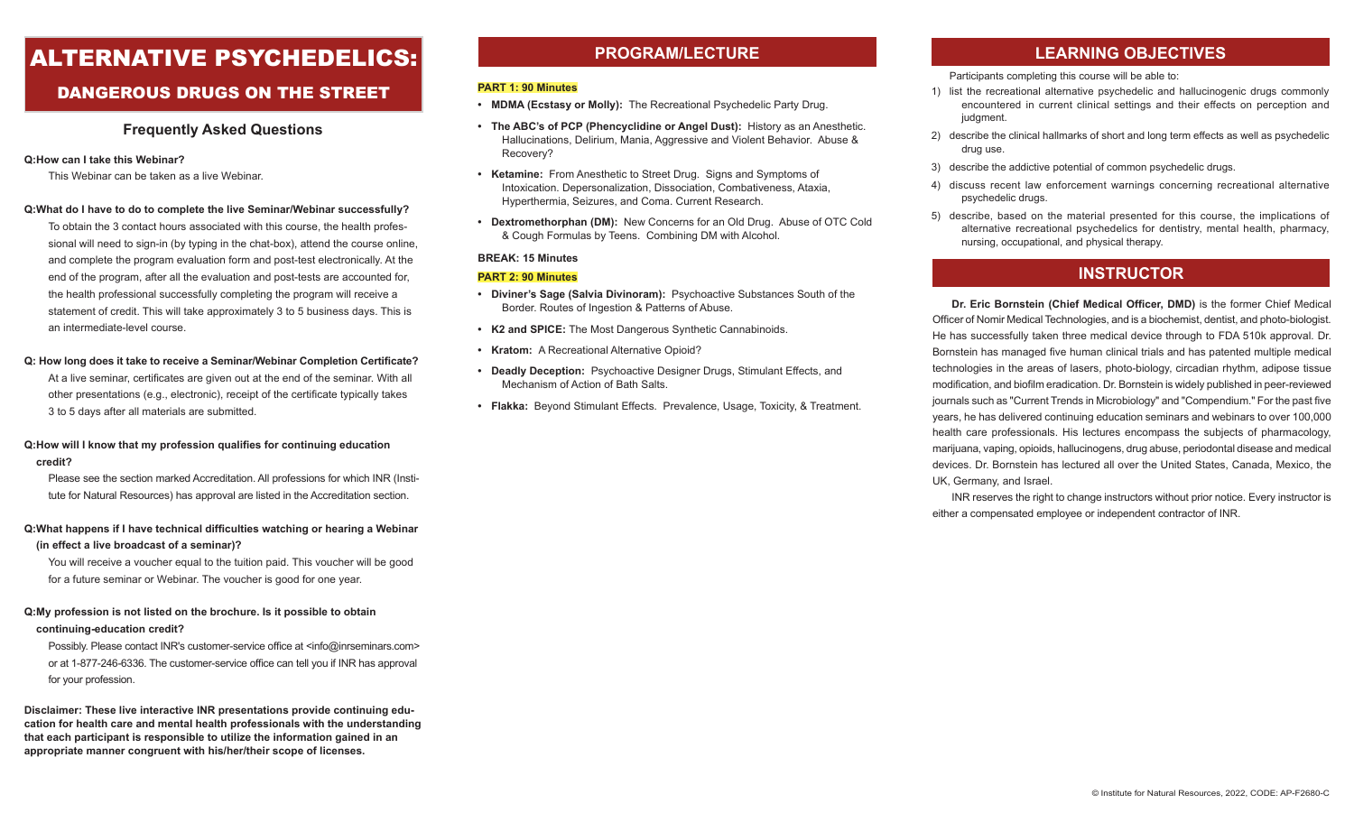# ALTERNATIVE PSYCHEDELICS:

## DANGEROUS DRUGS ON THE STREET

### Frequently Asked Questions

**Q:How can I take this Webinar?**

This Webinar can be taken as a live Webinar.

**Q:What do I have to do to complete the live Seminar/Webinar successfully?**

To obtain the 3 contact hours associated with this course, the health professional will need to sign-in (by typing in the chat-box), attend the course online, and complete the program evaluation form and post-test electronically. At the end of the program, after all the evaluation and post-tests are accounted for, the health professional successfully completing the program will receive a statement of credit. This will take approximately 3 to 5 business days. This is an intermediate-level course.

**Q: How long does it take to receive a Seminar/Webinar Completion Certificate?**

At a live seminar, certificates are given out at the end of the seminar. With all other presentations (e.g., electronic), receipt of the certificate typically takes 3 to 5 days after all materials are submitted.

**Q:How will I know that my profession qualifies for continuing education credit?**

Please see the section marked Accreditation. All professions for which INR (Institute for Natural Resources) has approval are listed in the Accreditation section.

**Q:What happens if I have technical difficulties watching or hearing a Webinar (in effect a live broadcast of a seminar)?**

You will receive a voucher equal to the tuition paid. This voucher will be good for a future seminar or Webinar. The voucher is good for one year.

**Q:My profession is not listed on the brochure. Is it possible to obtain continuing-education credit?**

Possibly. Please contact INR's customer-service office at <info@inrseminars.com> or at 1-877-246-6336. The customer-service office can tell you if INR has approval for your profession.

**Disclaimer: These live interactive INR presentations provide continuing education for health care and mental health professionals with the understanding that each participant is responsible to utilize the information gained in an appropriate manner congruent with his/her/their scope of licenses.**

## PROGRAM/LECTURE

**PART 1: 90 Minutes**

- **MDMA (Ecstasy or Molly):** The Recreational Psychedelic Party Drug.
- **The ABC's of PCP (Phencyclidine or Angel Dust):** History as an Anesthetic. Hallucinations, Delirium, Mania, Aggressive and Violent Behavior. Abuse & Recovery?
- **Ketamine:** From Anesthetic to Street Drug. Signs and Symptoms of Intoxication. Depersonalization, Dissociation, Combativeness, Ataxia, Hyperthermia, Seizures, and Coma. Current Research.
- **Dextromethorphan (DM):** New Concerns for an Old Drug. Abuse of OTC Cold & Cough Formulas by Teens. Combining DM with Alcohol.

**BREAK: 15 Minutes**

**PART 2: 90 Minutes**

- **Diviner's Sage (Salvia Divinoram):** Psychoactive Substances South of the Border. Routes of Ingestion & Patterns of Abuse.
- **K2 and SPICE:** The Most Dangerous Synthetic Cannabinoids.
- **Kratom:** A Recreational Alternative Opioid?
- **Deadly Deception:** Psychoactive Designer Drugs, Stimulant Effects, and Mechanism of Action of Bath Salts.
- **Flakka:** Beyond Stimulant Effects. Prevalence, Usage, Toxicity, & Treatment.

## LEARNING OBJECTIVES

Participants completing this course will be able to:

1) list the recreational alternative psychedelic and hallucinogenic drugs commonly encountered in current clinical settings and their effects on perception and judgment.
2) describe the clinical hallmarks of short and long term effects as well as psychedelic drug use.
3) describe the addictive potential of common psychedelic drugs.
4) discuss recent law enforcement warnings concerning recreational alternative psychedelic drugs.
5) describe, based on the material presented for this course, the implications of alternative recreational psychedelics for dentistry, mental health, pharmacy, nursing, occupational, and physical therapy.

## INSTRUCTOR

**Dr. Eric Bornstein (Chief Medical Officer, DMD)** is the former Chief Medical Officer of Nomir Medical Technologies, and is a biochemist, dentist, and photo-biologist. He has successfully taken three medical device through to FDA 510k approval. Dr. Bornstein has managed five human clinical trials and has patented multiple medical technologies in the areas of lasers, photo-biology, circadian rhythm, adipose tissue modification, and biofilm eradication. Dr. Bornstein is widely published in peer-reviewed journals such as "Current Trends in Microbiology" and "Compendium." For the past five years, he has delivered continuing education seminars and webinars to over 100,000 health care professionals. His lectures encompass the subjects of pharmacology, marijuana, vaping, opioids, hallucinogens, drug abuse, periodontal disease and medical devices. Dr. Bornstein has lectured all over the United States, Canada, Mexico, the UK, Germany, and Israel.

INR reserves the right to change instructors without prior notice. Every instructor is either a compensated employee or independent contractor of INR.

© Institute for Natural Resources, 2022, CODE: AP-F2680-C